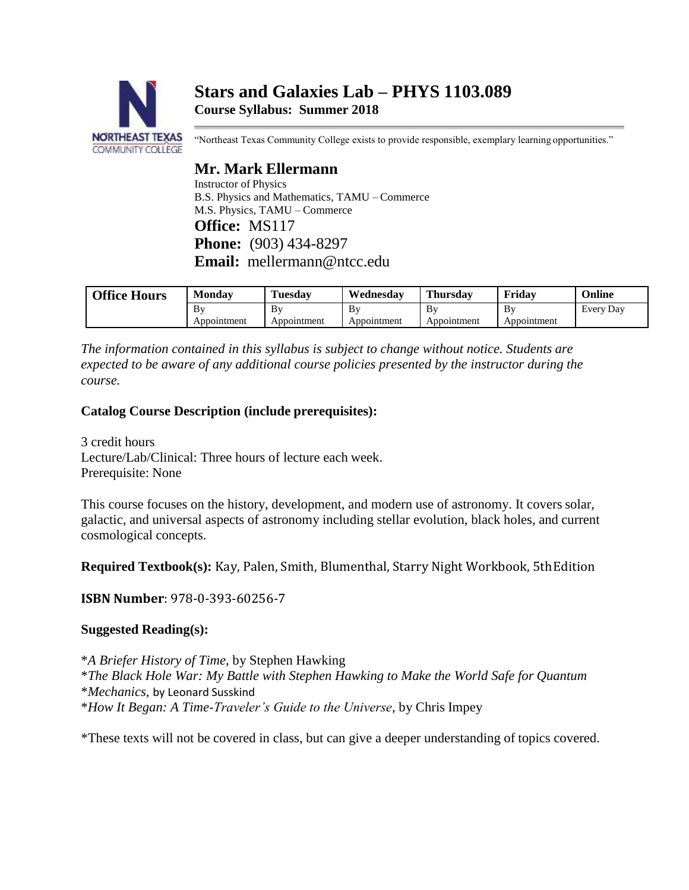# Stars and Galaxies Lab – PHYS 1103.089

**Course Syllabus: Summer 2018**

"Northeast Texas Community College exists to provide responsible, exemplary learning opportunities."

## Mr. Mark Ellermann

Instructor of Physics
B.S. Physics and Mathematics, TAMU – Commerce
M.S. Physics, TAMU – Commerce

**Office:** MS117
**Phone:** (903) 434-8297
**Email:** mellermann@ntcc.edu

| Office Hours | Monday | Tuesday | Wednesday | Thursday | Friday | Online |
|---|---|---|---|---|---|---|
| | By Appointment | By Appointment | By Appointment | By Appointment | By Appointment | Every Day |

*The information contained in this syllabus is subject to change without notice. Students are expected to be aware of any additional course policies presented by the instructor during the course.*

**Catalog Course Description (include prerequisites):**

3 credit hours
Lecture/Lab/Clinical: Three hours of lecture each week.
Prerequisite: None

This course focuses on the history, development, and modern use of astronomy. It covers solar, galactic, and universal aspects of astronomy including stellar evolution, black holes, and current cosmological concepts.

**Required Textbook(s):** Kay, Palen, Smith, Blumenthal, Starry Night Workbook, 5th Edition

**ISBN Number**: 978-0-393-60256-7

**Suggested Reading(s):**

*\*A Briefer History of Time*, by Stephen Hawking
*\*The Black Hole War: My Battle with Stephen Hawking to Make the World Safe for Quantum Mechanics*, by Leonard Susskind
*\*How It Began: A Time-Traveler's Guide to the Universe*, by Chris Impey

\*These texts will not be covered in class, but can give a deeper understanding of topics covered.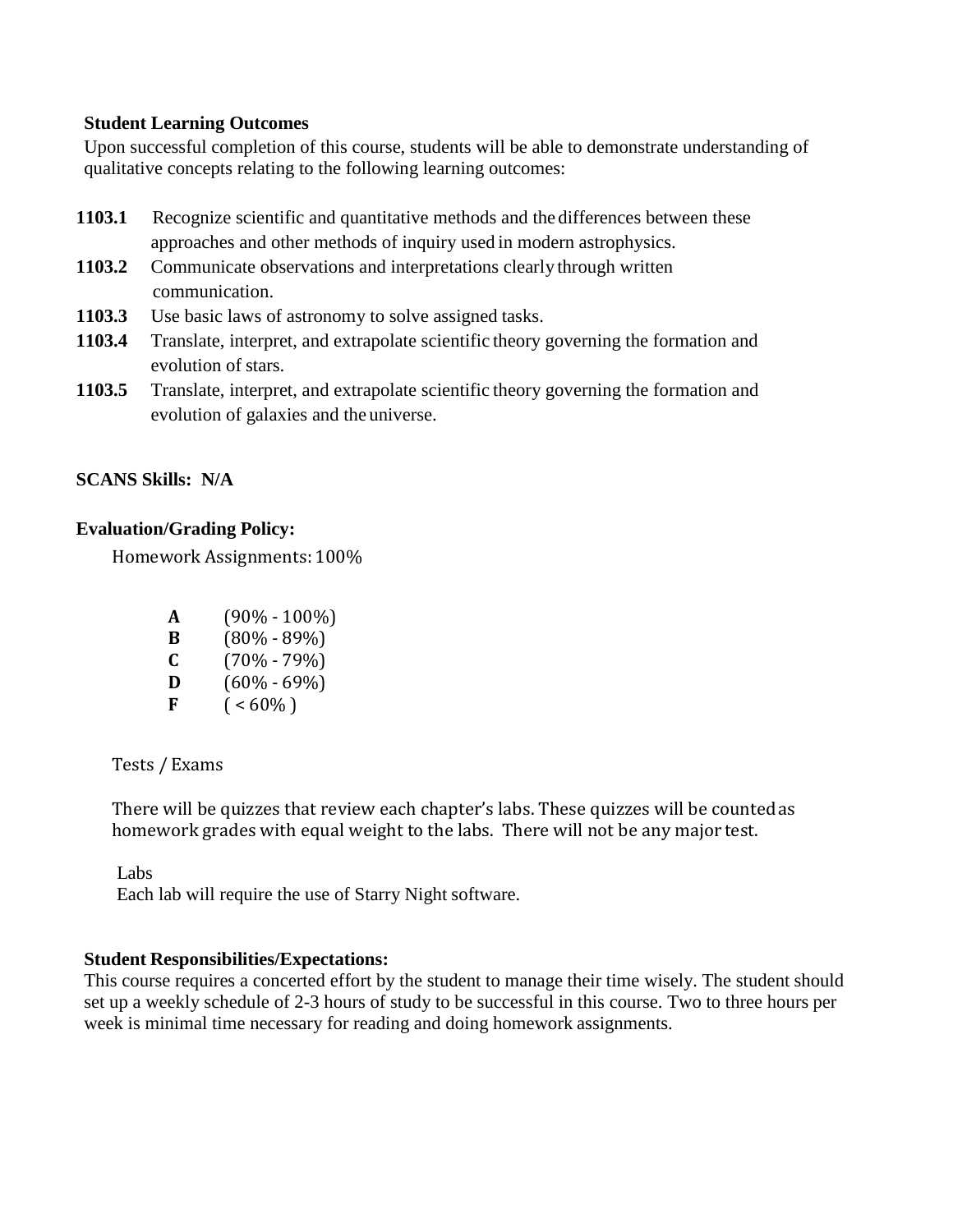**Student Learning Outcomes**

Upon successful completion of this course, students will be able to demonstrate understanding of qualitative concepts relating to the following learning outcomes:

**1103.1** Recognize scientific and quantitative methods and the differences between these approaches and other methods of inquiry used in modern astrophysics.

**1103.2** Communicate observations and interpretations clearly through written communication.

**1103.3** Use basic laws of astronomy to solve assigned tasks.

**1103.4** Translate, interpret, and extrapolate scientific theory governing the formation and evolution of stars.

**1103.5** Translate, interpret, and extrapolate scientific theory governing the formation and evolution of galaxies and the universe.

**SCANS Skills: N/A**

**Evaluation/Grading Policy:**

Homework Assignments: 100%

| | |
|---|---|
| **A** | (90% - 100%) |
| **B** | (80% - 89%) |
| **C** | (70% - 79%) |
| **D** | (60% - 69%) |
| **F** | ( < 60% ) |

Tests / Exams

There will be quizzes that review each chapter's labs. These quizzes will be counted as homework grades with equal weight to the labs. There will not be any major test.

Labs

Each lab will require the use of Starry Night software.

**Student Responsibilities/Expectations:**

This course requires a concerted effort by the student to manage their time wisely. The student should set up a weekly schedule of 2-3 hours of study to be successful in this course. Two to three hours per week is minimal time necessary for reading and doing homework assignments.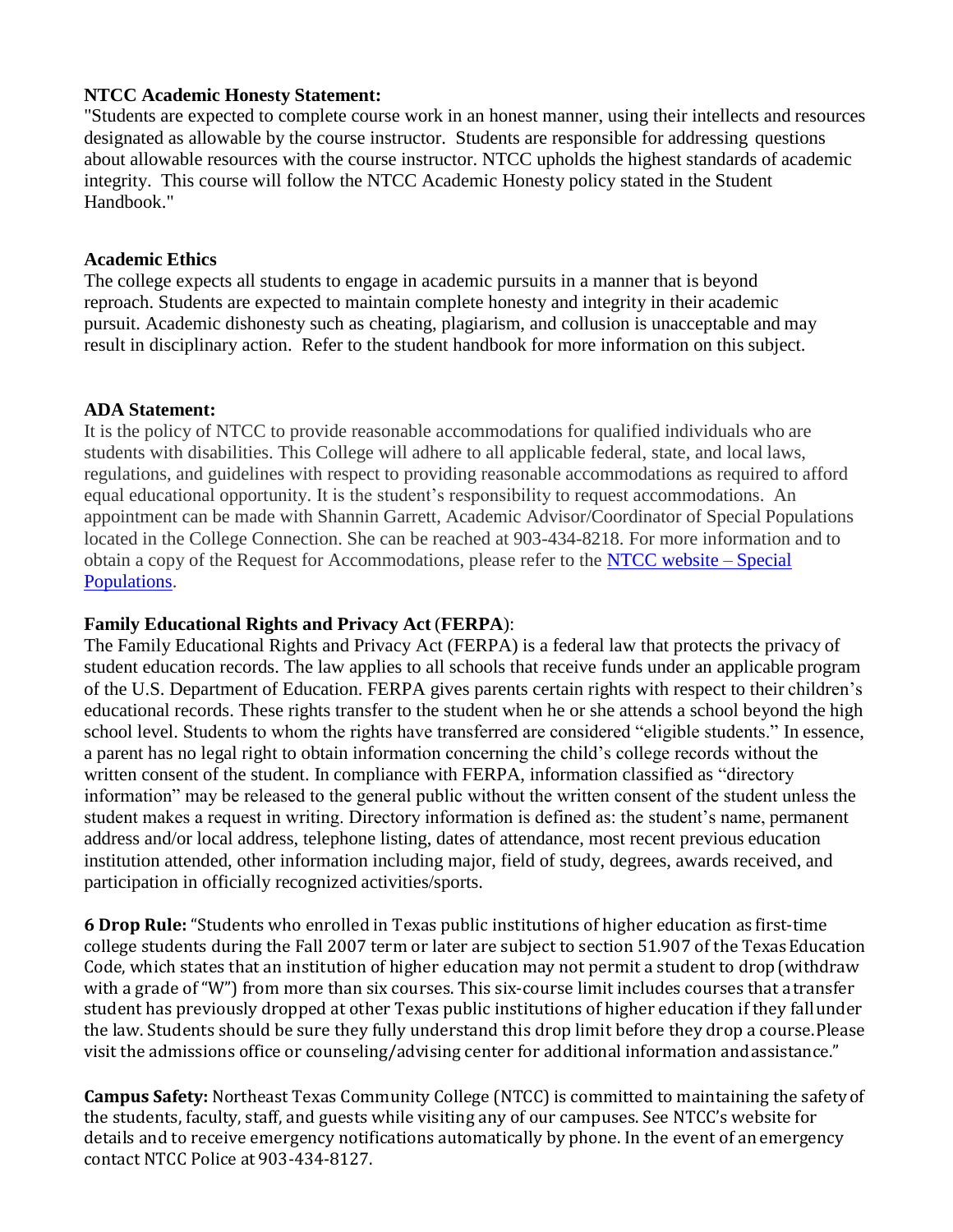**NTCC Academic Honesty Statement:**

"Students are expected to complete course work in an honest manner, using their intellects and resources designated as allowable by the course instructor. Students are responsible for addressing questions about allowable resources with the course instructor. NTCC upholds the highest standards of academic integrity. This course will follow the NTCC Academic Honesty policy stated in the Student Handbook."

**Academic Ethics**

The college expects all students to engage in academic pursuits in a manner that is beyond reproach. Students are expected to maintain complete honesty and integrity in their academic pursuit. Academic dishonesty such as cheating, plagiarism, and collusion is unacceptable and may result in disciplinary action. Refer to the student handbook for more information on this subject.

**ADA Statement:**

It is the policy of NTCC to provide reasonable accommodations for qualified individuals who are students with disabilities. This College will adhere to all applicable federal, state, and local laws, regulations, and guidelines with respect to providing reasonable accommodations as required to afford equal educational opportunity. It is the student's responsibility to request accommodations. An appointment can be made with Shannin Garrett, Academic Advisor/Coordinator of Special Populations located in the College Connection. She can be reached at 903-434-8218. For more information and to obtain a copy of the Request for Accommodations, please refer to the NTCC website – Special Populations.

**Family Educational Rights and Privacy Act (FERPA):**

The Family Educational Rights and Privacy Act (FERPA) is a federal law that protects the privacy of student education records. The law applies to all schools that receive funds under an applicable program of the U.S. Department of Education. FERPA gives parents certain rights with respect to their children's educational records. These rights transfer to the student when he or she attends a school beyond the high school level. Students to whom the rights have transferred are considered "eligible students." In essence, a parent has no legal right to obtain information concerning the child's college records without the written consent of the student. In compliance with FERPA, information classified as "directory information" may be released to the general public without the written consent of the student unless the student makes a request in writing. Directory information is defined as: the student's name, permanent address and/or local address, telephone listing, dates of attendance, most recent previous education institution attended, other information including major, field of study, degrees, awards received, and participation in officially recognized activities/sports.

**6 Drop Rule:** "Students who enrolled in Texas public institutions of higher education as first-time college students during the Fall 2007 term or later are subject to section 51.907 of the Texas Education Code, which states that an institution of higher education may not permit a student to drop (withdraw with a grade of "W") from more than six courses. This six-course limit includes courses that a transfer student has previously dropped at other Texas public institutions of higher education if they fall under the law. Students should be sure they fully understand this drop limit before they drop a course. Please visit the admissions office or counseling/advising center for additional information and assistance."

**Campus Safety:** Northeast Texas Community College (NTCC) is committed to maintaining the safety of the students, faculty, staff, and guests while visiting any of our campuses. See NTCC's website for details and to receive emergency notifications automatically by phone. In the event of an emergency contact NTCC Police at 903-434-8127.